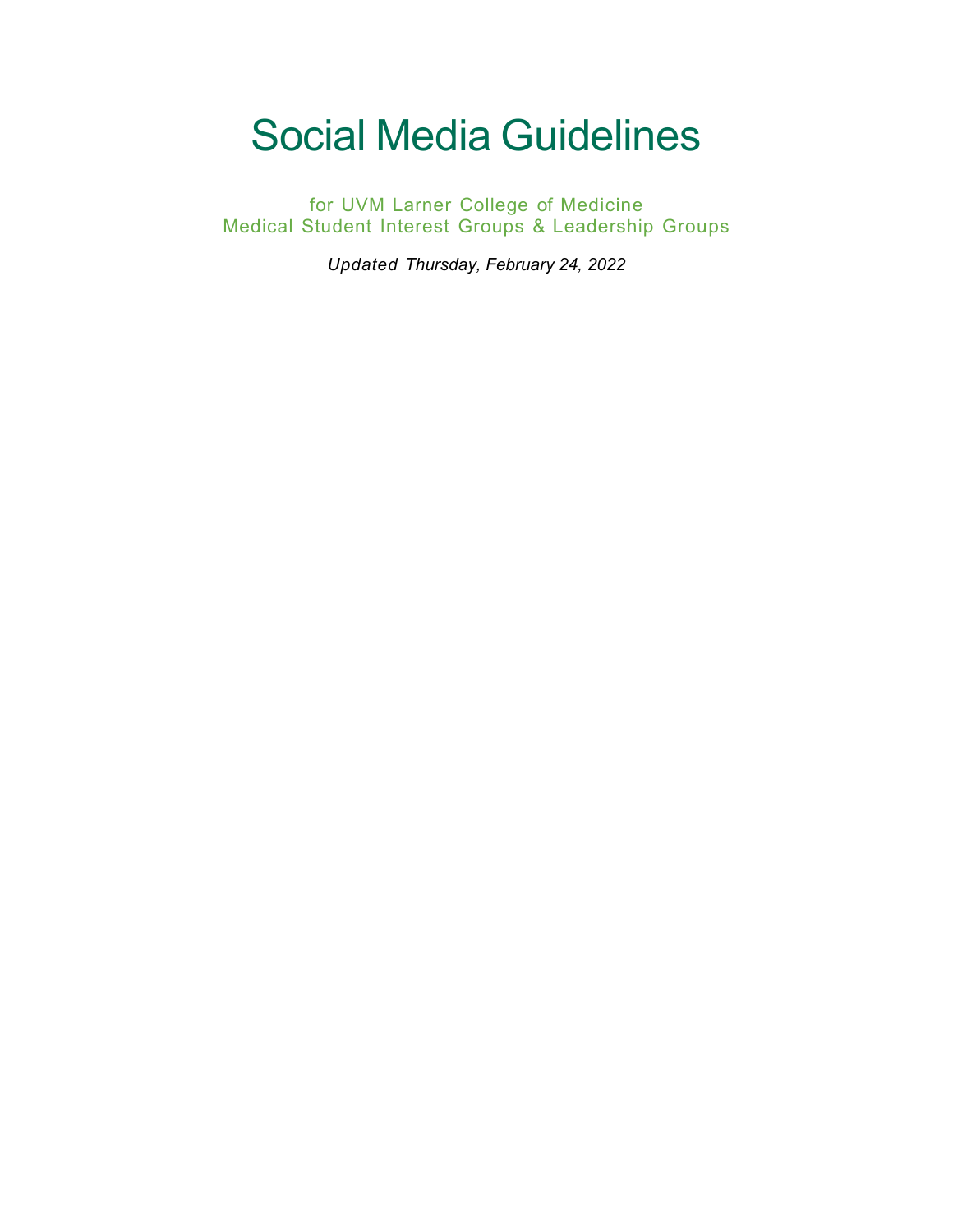# Social Media Guidelines

for UVM Larner College of Medicine
Medical Student Interest Groups & Leadership Groups

*Updated Thursday, February 24, 2022*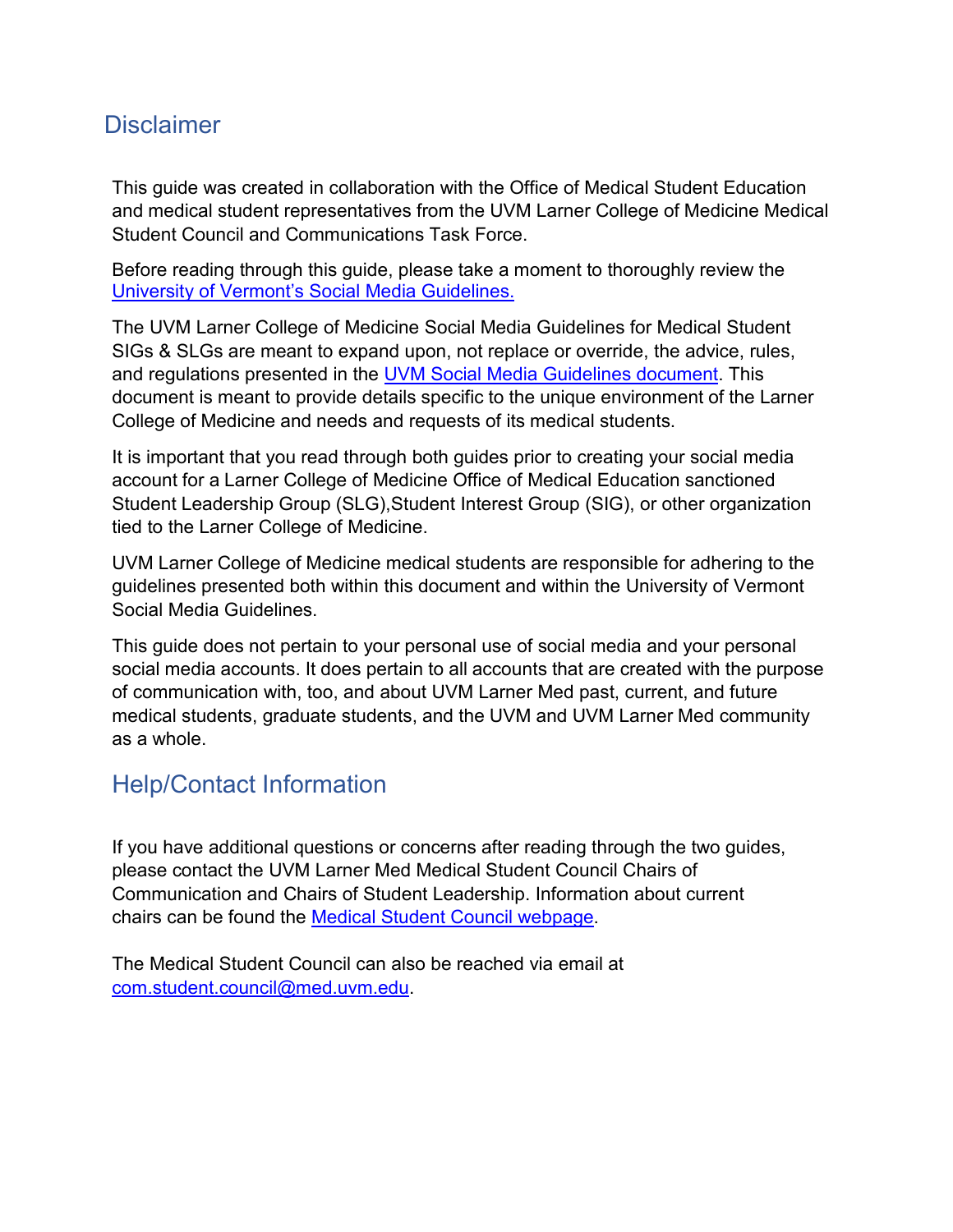## Disclaimer

This guide was created in collaboration with the Office of Medical Student Education and medical student representatives from the UVM Larner College of Medicine Medical Student Council and Communications Task Force.

Before reading through this guide, please take a moment to thoroughly review the [University of Vermont's Social Media Guidelines.](#)

The UVM Larner College of Medicine Social Media Guidelines for Medical Student SIGs & SLGs are meant to expand upon, not replace or override, the advice, rules, and regulations presented in the [UVM Social Media Guidelines document](#). This document is meant to provide details specific to the unique environment of the Larner College of Medicine and needs and requests of its medical students.

It is important that you read through both guides prior to creating your social media account for a Larner College of Medicine Office of Medical Education sanctioned Student Leadership Group (SLG),Student Interest Group (SIG), or other organization tied to the Larner College of Medicine.

UVM Larner College of Medicine medical students are responsible for adhering to the guidelines presented both within this document and within the University of Vermont Social Media Guidelines.

This guide does not pertain to your personal use of social media and your personal social media accounts. It does pertain to all accounts that are created with the purpose of communication with, too, and about UVM Larner Med past, current, and future medical students, graduate students, and the UVM and UVM Larner Med community as a whole.

## Help/Contact Information

If you have additional questions or concerns after reading through the two guides, please contact the UVM Larner Med Medical Student Council Chairs of Communication and Chairs of Student Leadership. Information about current chairs can be found the [Medical Student Council webpage](#).

The Medical Student Council can also be reached via email at [com.student.council@med.uvm.edu](mailto:com.student.council@med.uvm.edu).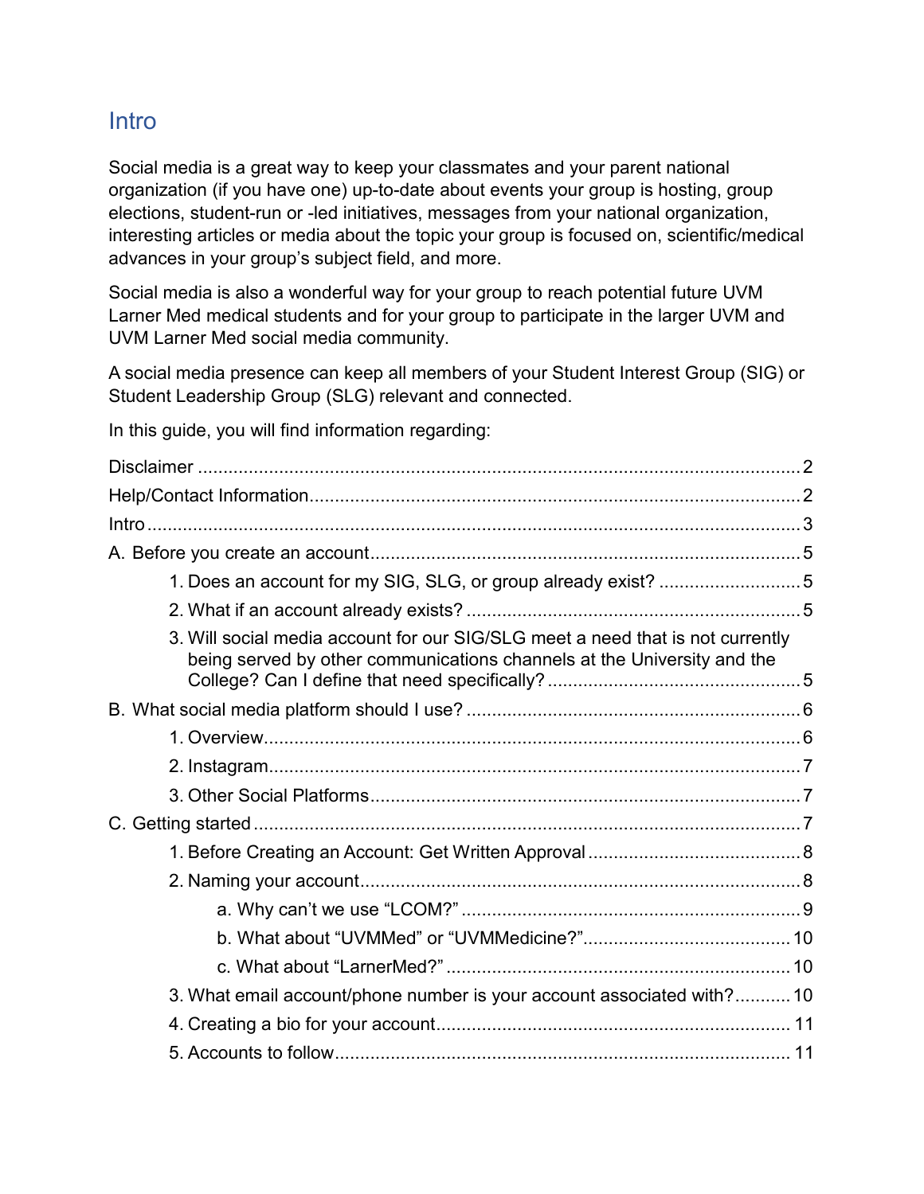## Intro

Social media is a great way to keep your classmates and your parent national organization (if you have one) up-to-date about events your group is hosting, group elections, student-run or -led initiatives, messages from your national organization, interesting articles or media about the topic your group is focused on, scientific/medical advances in your group's subject field, and more.

Social media is also a wonderful way for your group to reach potential future UVM Larner Med medical students and for your group to participate in the larger UVM and UVM Larner Med social media community.

A social media presence can keep all members of your Student Interest Group (SIG) or Student Leadership Group (SLG) relevant and connected.

In this guide, you will find information regarding:

- Disclaimer ..... 2
- Help/Contact Information ..... 2
- Intro ..... 3
- A. Before you create an account ..... 5
  - 1. Does an account for my SIG, SLG, or group already exist? ..... 5
  - 2. What if an account already exists? ..... 5
  - 3. Will social media account for our SIG/SLG meet a need that is not currently being served by other communications channels at the University and the College? Can I define that need specifically? ..... 5
- B. What social media platform should I use? ..... 6
  - 1. Overview ..... 6
  - 2. Instagram ..... 7
  - 3. Other Social Platforms ..... 7
- C. Getting started ..... 7
  - 1. Before Creating an Account: Get Written Approval ..... 8
  - 2. Naming your account ..... 8
    - a. Why can't we use "LCOM?" ..... 9
    - b. What about "UVMMed" or "UVMMedicine?" ..... 10
    - c. What about "LarnerMed?" ..... 10
  - 3. What email account/phone number is your account associated with? ..... 10
  - 4. Creating a bio for your account ..... 11
  - 5. Accounts to follow ..... 11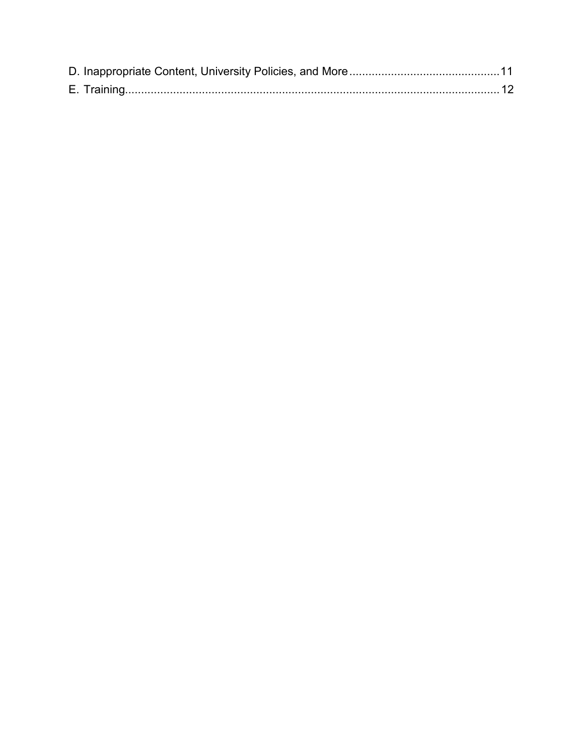D. Inappropriate Content, University Policies, and More ..............................................11

E. Training.....................................................................................................................12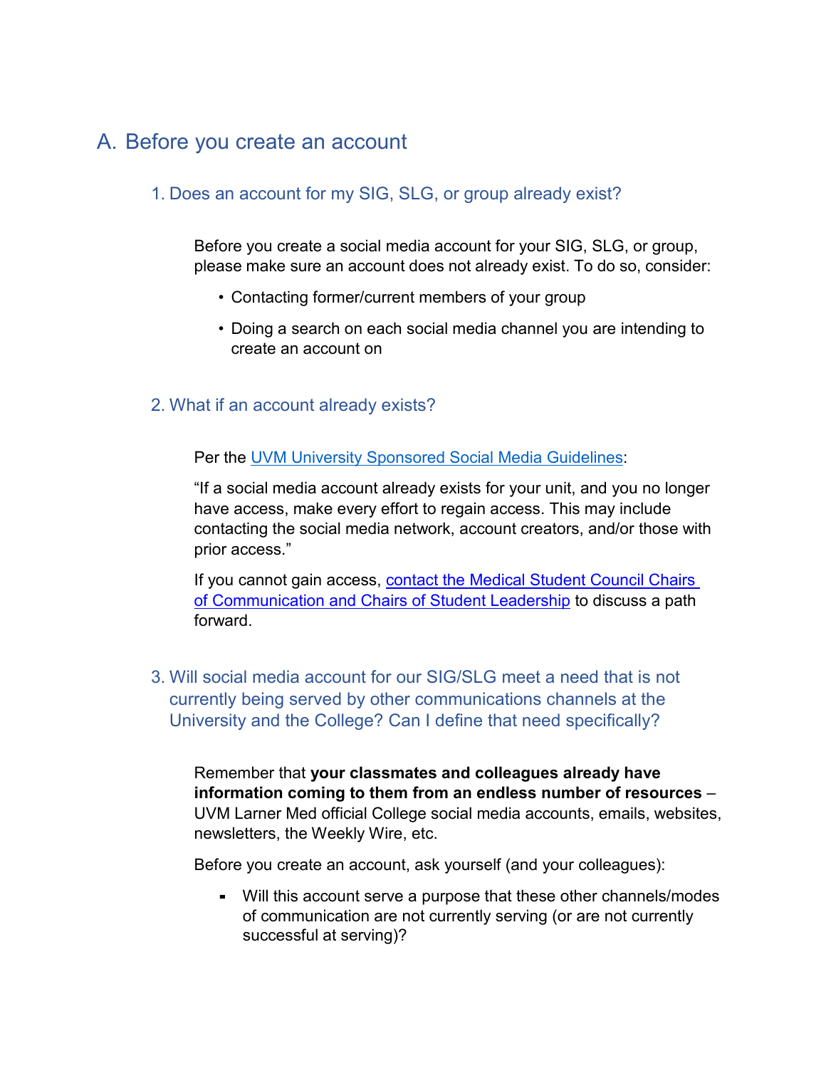## A. Before you create an account

### 1. Does an account for my SIG, SLG, or group already exist?

Before you create a social media account for your SIG, SLG, or group, please make sure an account does not already exist. To do so, consider:

- Contacting former/current members of your group
- Doing a search on each social media channel you are intending to create an account on

### 2. What if an account already exists?

Per the UVM University Sponsored Social Media Guidelines:

"If a social media account already exists for your unit, and you no longer have access, make every effort to regain access. This may include contacting the social media network, account creators, and/or those with prior access."

If you cannot gain access, contact the Medical Student Council Chairs of Communication and Chairs of Student Leadership to discuss a path forward.

### 3. Will social media account for our SIG/SLG meet a need that is not currently being served by other communications channels at the University and the College? Can I define that need specifically?

Remember that **your classmates and colleagues already have information coming to them from an endless number of resources** – UVM Larner Med official College social media accounts, emails, websites, newsletters, the Weekly Wire, etc.

Before you create an account, ask yourself (and your colleagues):

- Will this account serve a purpose that these other channels/modes of communication are not currently serving (or are not currently successful at serving)?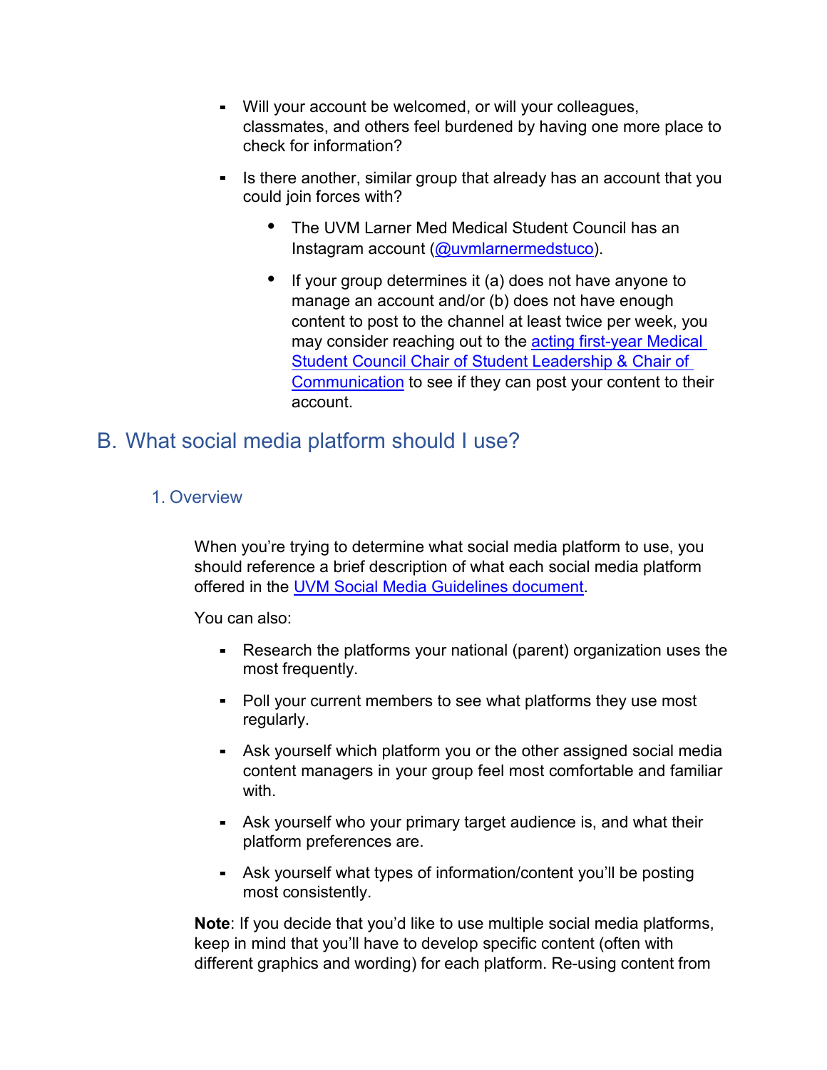- Will your account be welcomed, or will your colleagues, classmates, and others feel burdened by having one more place to check for information?
- Is there another, similar group that already has an account that you could join forces with?
  - The UVM Larner Med Medical Student Council has an Instagram account (@uvmlarnermedstuco).
  - If your group determines it (a) does not have anyone to manage an account and/or (b) does not have enough content to post to the channel at least twice per week, you may consider reaching out to the acting first-year Medical Student Council Chair of Student Leadership & Chair of Communication to see if they can post your content to their account.

## B. What social media platform should I use?

### 1. Overview

When you're trying to determine what social media platform to use, you should reference a brief description of what each social media platform offered in the UVM Social Media Guidelines document.

You can also:

- Research the platforms your national (parent) organization uses the most frequently.
- Poll your current members to see what platforms they use most regularly.
- Ask yourself which platform you or the other assigned social media content managers in your group feel most comfortable and familiar with.
- Ask yourself who your primary target audience is, and what their platform preferences are.
- Ask yourself what types of information/content you'll be posting most consistently.

**Note**: If you decide that you'd like to use multiple social media platforms, keep in mind that you'll have to develop specific content (often with different graphics and wording) for each platform. Re-using content from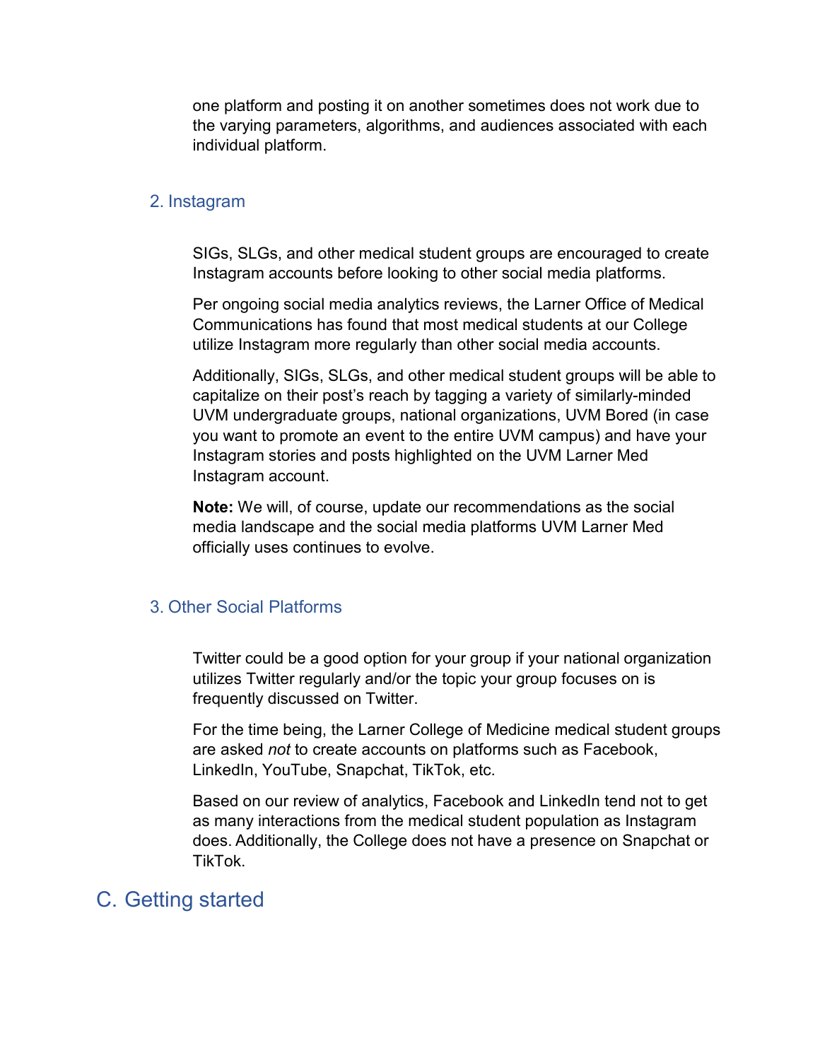one platform and posting it on another sometimes does not work due to the varying parameters, algorithms, and audiences associated with each individual platform.

### 2. Instagram

SIGs, SLGs, and other medical student groups are encouraged to create Instagram accounts before looking to other social media platforms.

Per ongoing social media analytics reviews, the Larner Office of Medical Communications has found that most medical students at our College utilize Instagram more regularly than other social media accounts.

Additionally, SIGs, SLGs, and other medical student groups will be able to capitalize on their post's reach by tagging a variety of similarly-minded UVM undergraduate groups, national organizations, UVM Bored (in case you want to promote an event to the entire UVM campus) and have your Instagram stories and posts highlighted on the UVM Larner Med Instagram account.

**Note:** We will, of course, update our recommendations as the social media landscape and the social media platforms UVM Larner Med officially uses continues to evolve.

### 3. Other Social Platforms

Twitter could be a good option for your group if your national organization utilizes Twitter regularly and/or the topic your group focuses on is frequently discussed on Twitter.

For the time being, the Larner College of Medicine medical student groups are asked *not* to create accounts on platforms such as Facebook, LinkedIn, YouTube, Snapchat, TikTok, etc.

Based on our review of analytics, Facebook and LinkedIn tend not to get as many interactions from the medical student population as Instagram does. Additionally, the College does not have a presence on Snapchat or TikTok.

## C. Getting started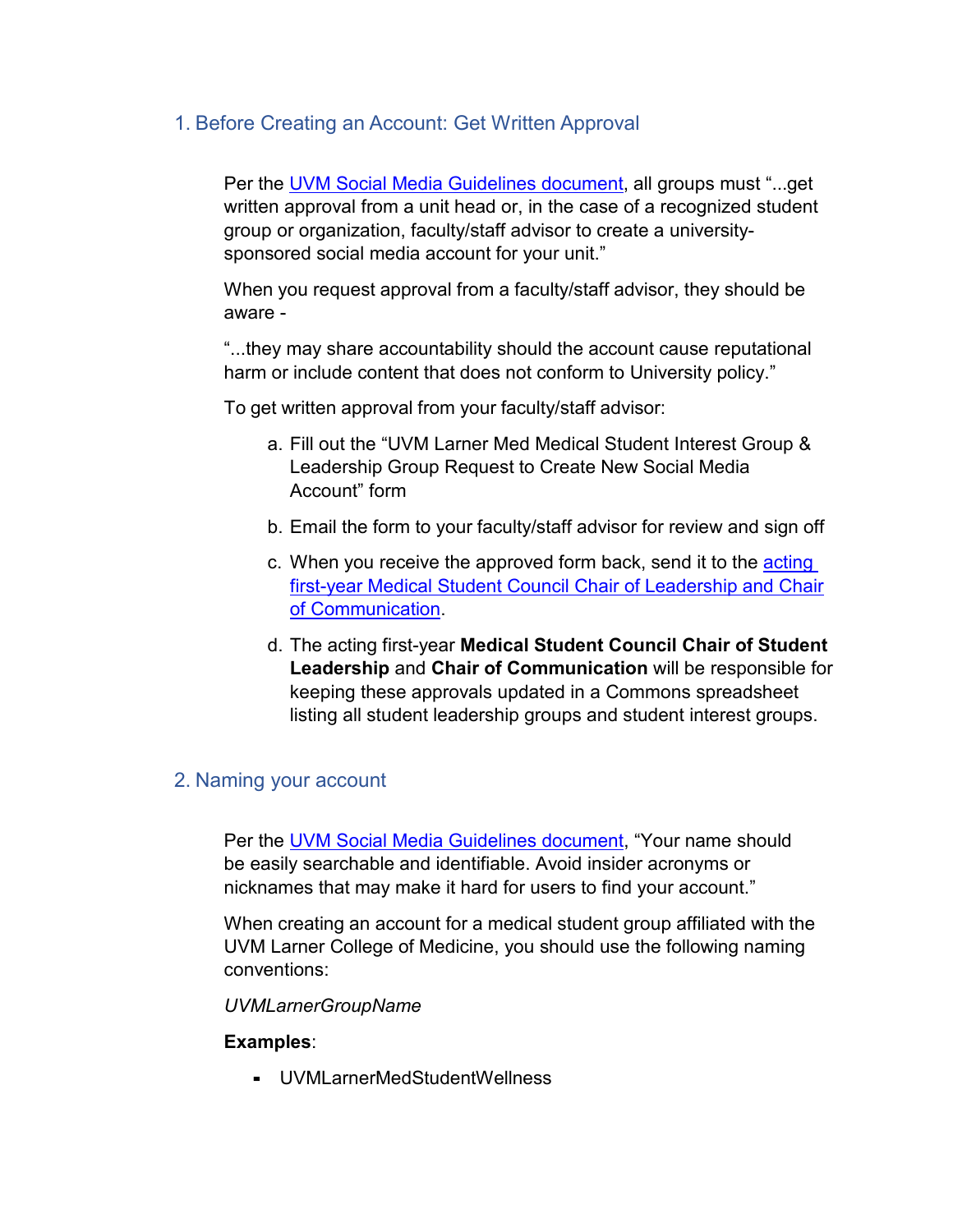## 1. Before Creating an Account: Get Written Approval

Per the [UVM Social Media Guidelines document](), all groups must "...get written approval from a unit head or, in the case of a recognized student group or organization, faculty/staff advisor to create a university-sponsored social media account for your unit."

When you request approval from a faculty/staff advisor, they should be aware -

"...they may share accountability should the account cause reputational harm or include content that does not conform to University policy."

To get written approval from your faculty/staff advisor:

a. Fill out the "UVM Larner Med Medical Student Interest Group & Leadership Group Request to Create New Social Media Account" form

b. Email the form to your faculty/staff advisor for review and sign off

c. When you receive the approved form back, send it to the [acting first-year Medical Student Council Chair of Leadership and Chair of Communication]().

d. The acting first-year **Medical Student Council Chair of Student Leadership** and **Chair of Communication** will be responsible for keeping these approvals updated in a Commons spreadsheet listing all student leadership groups and student interest groups.

## 2. Naming your account

Per the [UVM Social Media Guidelines document](), "Your name should be easily searchable and identifiable. Avoid insider acronyms or nicknames that may make it hard for users to find your account."

When creating an account for a medical student group affiliated with the UVM Larner College of Medicine, you should use the following naming conventions:

*UVMLarnerGroupName*

**Examples**:

- UVMLarnerMedStudentWellness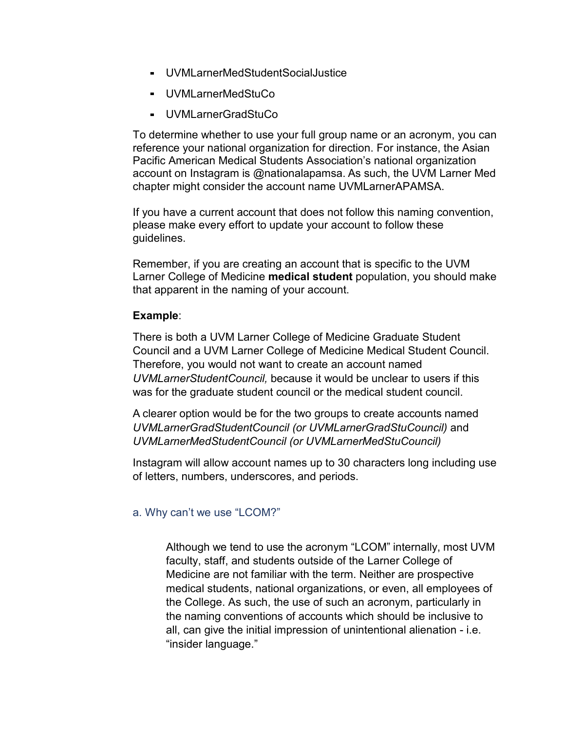- UVMLarnerMedStudentSocialJustice
- UVMLarnerMedStuCo
- UVMLarnerGradStuCo

To determine whether to use your full group name or an acronym, you can reference your national organization for direction. For instance, the Asian Pacific American Medical Students Association's national organization account on Instagram is @nationalapamsa. As such, the UVM Larner Med chapter might consider the account name UVMLarnerAPAMSA.

If you have a current account that does not follow this naming convention, please make every effort to update your account to follow these guidelines.

Remember, if you are creating an account that is specific to the UVM Larner College of Medicine **medical student** population, you should make that apparent in the naming of your account.

**Example**:

There is both a UVM Larner College of Medicine Graduate Student Council and a UVM Larner College of Medicine Medical Student Council. Therefore, you would not want to create an account named *UVMLarnerStudentCouncil,* because it would be unclear to users if this was for the graduate student council or the medical student council.

A clearer option would be for the two groups to create accounts named *UVMLarnerGradStudentCouncil (or UVMLarnerGradStuCouncil)* and *UVMLarnerMedStudentCouncil (or UVMLarnerMedStuCouncil)*

Instagram will allow account names up to 30 characters long including use of letters, numbers, underscores, and periods.

### a. Why can't we use "LCOM?"

Although we tend to use the acronym "LCOM" internally, most UVM faculty, staff, and students outside of the Larner College of Medicine are not familiar with the term. Neither are prospective medical students, national organizations, or even, all employees of the College. As such, the use of such an acronym, particularly in the naming conventions of accounts which should be inclusive to all, can give the initial impression of unintentional alienation - i.e. "insider language."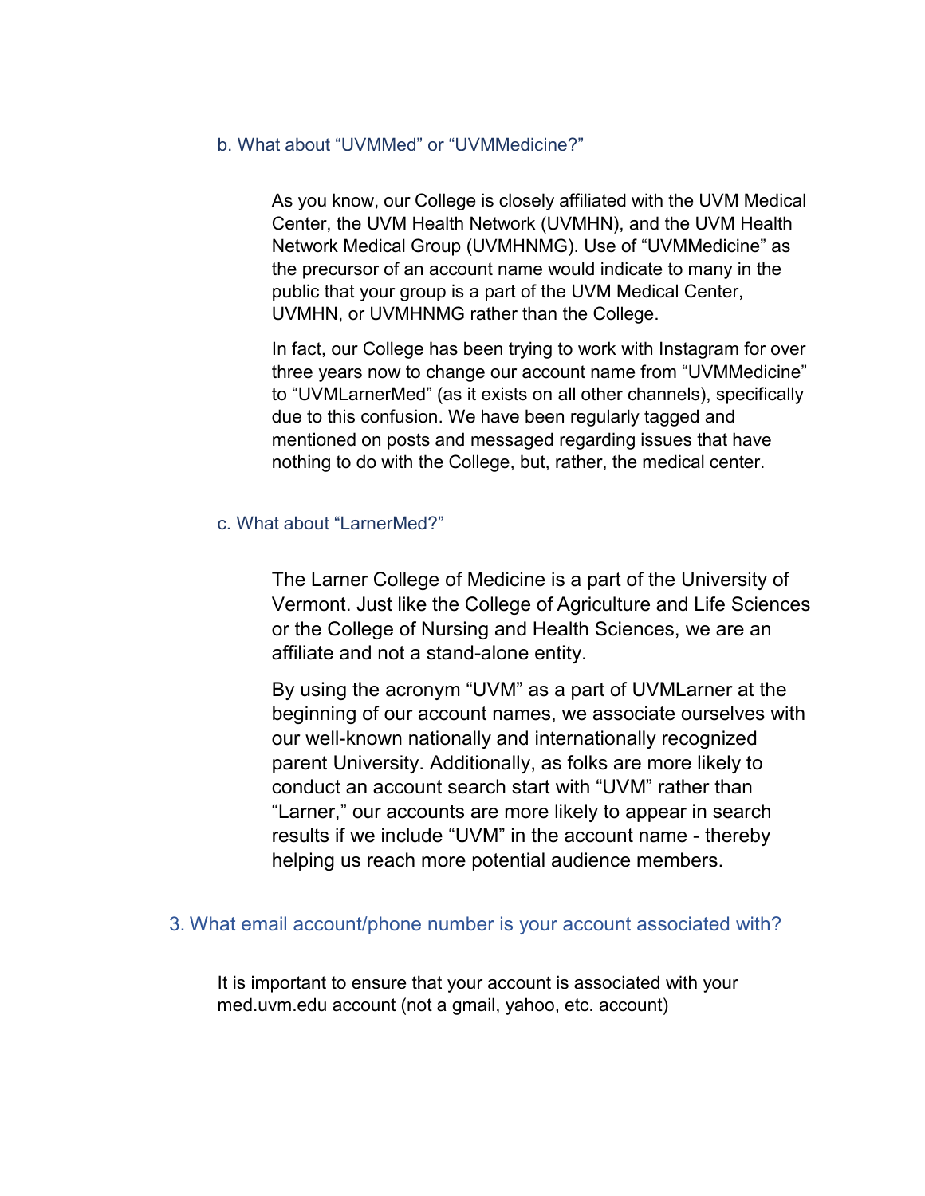### b. What about “UVMMed” or “UVMMedicine?”

As you know, our College is closely affiliated with the UVM Medical Center, the UVM Health Network (UVMHN), and the UVM Health Network Medical Group (UVMHNMG). Use of “UVMMedicine” as the precursor of an account name would indicate to many in the public that your group is a part of the UVM Medical Center, UVMHN, or UVMHNMG rather than the College.

In fact, our College has been trying to work with Instagram for over three years now to change our account name from “UVMMedicine” to “UVMLarnerMed” (as it exists on all other channels), specifically due to this confusion. We have been regularly tagged and mentioned on posts and messaged regarding issues that have nothing to do with the College, but, rather, the medical center.

### c. What about “LarnerMed?”

The Larner College of Medicine is a part of the University of Vermont. Just like the College of Agriculture and Life Sciences or the College of Nursing and Health Sciences, we are an affiliate and not a stand-alone entity.

By using the acronym “UVM” as a part of UVMLarner at the beginning of our account names, we associate ourselves with our well-known nationally and internationally recognized parent University. Additionally, as folks are more likely to conduct an account search start with “UVM” rather than “Larner,” our accounts are more likely to appear in search results if we include “UVM” in the account name - thereby helping us reach more potential audience members.

## 3. What email account/phone number is your account associated with?

It is important to ensure that your account is associated with your med.uvm.edu account (not a gmail, yahoo, etc. account)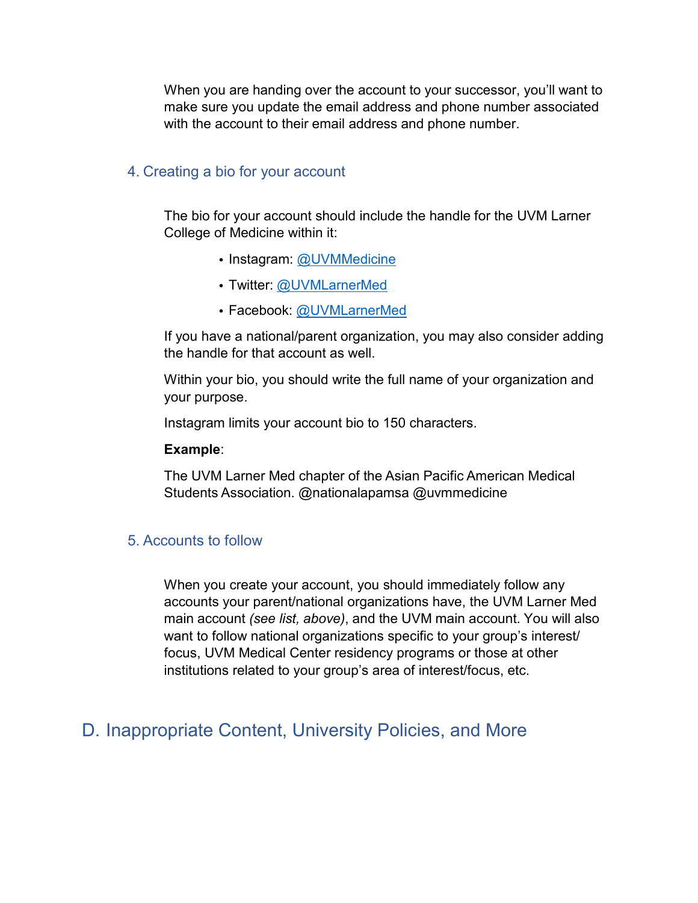When you are handing over the account to your successor, you'll want to make sure you update the email address and phone number associated with the account to their email address and phone number.

### 4. Creating a bio for your account

The bio for your account should include the handle for the UVM Larner College of Medicine within it:

- Instagram: @UVMMedicine
- Twitter: @UVMLarnerMed
- Facebook: @UVMLarnerMed

If you have a national/parent organization, you may also consider adding the handle for that account as well.

Within your bio, you should write the full name of your organization and your purpose.

Instagram limits your account bio to 150 characters.

**Example**:

The UVM Larner Med chapter of the Asian Pacific American Medical Students Association. @nationalapamsa @uvmmedicine

### 5. Accounts to follow

When you create your account, you should immediately follow any accounts your parent/national organizations have, the UVM Larner Med main account *(see list, above)*, and the UVM main account. You will also want to follow national organizations specific to your group's interest/focus, UVM Medical Center residency programs or those at other institutions related to your group's area of interest/focus, etc.

## D. Inappropriate Content, University Policies, and More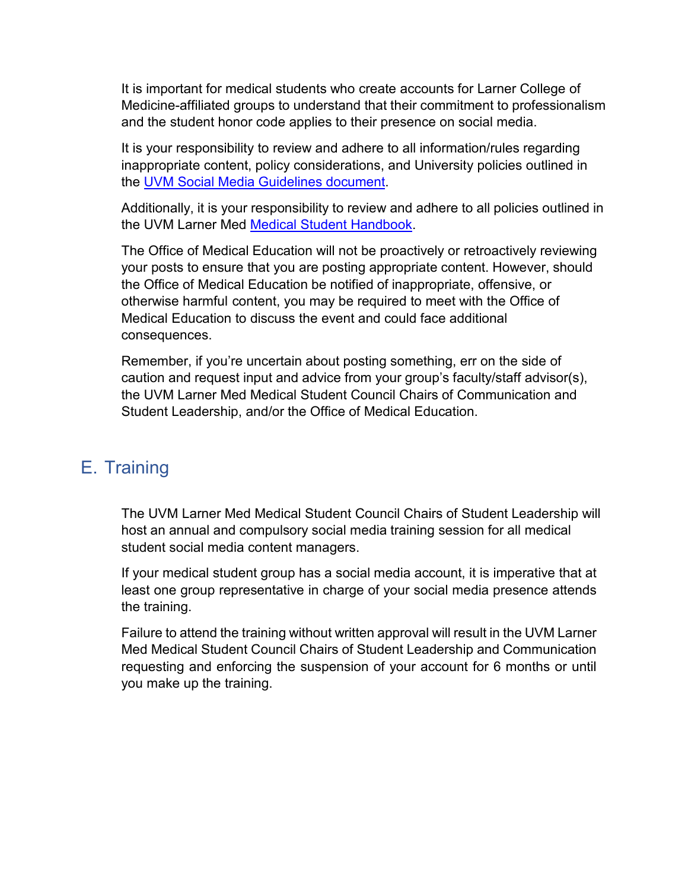It is important for medical students who create accounts for Larner College of Medicine-affiliated groups to understand that their commitment to professionalism and the student honor code applies to their presence on social media.

It is your responsibility to review and adhere to all information/rules regarding inappropriate content, policy considerations, and University policies outlined in the UVM Social Media Guidelines document.

Additionally, it is your responsibility to review and adhere to all policies outlined in the UVM Larner Med Medical Student Handbook.

The Office of Medical Education will not be proactively or retroactively reviewing your posts to ensure that you are posting appropriate content. However, should the Office of Medical Education be notified of inappropriate, offensive, or otherwise harmful content, you may be required to meet with the Office of Medical Education to discuss the event and could face additional consequences.

Remember, if you're uncertain about posting something, err on the side of caution and request input and advice from your group's faculty/staff advisor(s), the UVM Larner Med Medical Student Council Chairs of Communication and Student Leadership, and/or the Office of Medical Education.

## E. Training

The UVM Larner Med Medical Student Council Chairs of Student Leadership will host an annual and compulsory social media training session for all medical student social media content managers.

If your medical student group has a social media account, it is imperative that at least one group representative in charge of your social media presence attends the training.

Failure to attend the training without written approval will result in the UVM Larner Med Medical Student Council Chairs of Student Leadership and Communication requesting and enforcing the suspension of your account for 6 months or until you make up the training.